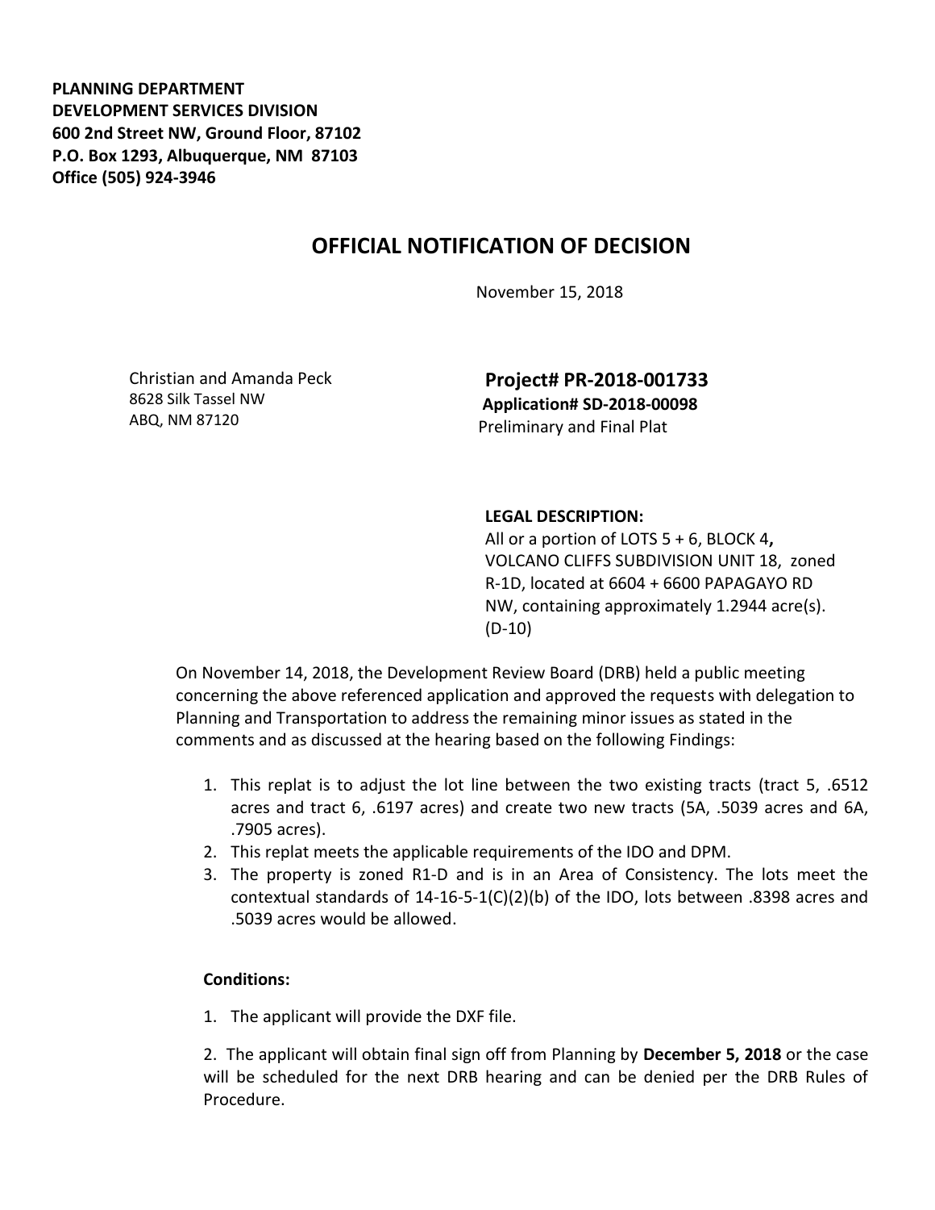**PLANNING DEPARTMENT**
**DEVELOPMENT SERVICES DIVISION**
**600 2nd Street NW, Ground Floor, 87102**
**P.O. Box 1293, Albuquerque, NM 87103**
**Office (505) 924-3946**

# OFFICIAL NOTIFICATION OF DECISION

November 15, 2018

Christian and Amanda Peck
8628 Silk Tassel NW
ABQ, NM 87120

**Project# PR-2018-001733**
**Application# SD-2018-00098**
Preliminary and Final Plat

**LEGAL DESCRIPTION:**
All or a portion of LOTS 5 + 6, BLOCK 4**,** VOLCANO CLIFFS SUBDIVISION UNIT 18, zoned R-1D, located at 6604 + 6600 PAPAGAYO RD NW, containing approximately 1.2944 acre(s). (D-10)

On November 14, 2018, the Development Review Board (DRB) held a public meeting concerning the above referenced application and approved the requests with delegation to Planning and Transportation to address the remaining minor issues as stated in the comments and as discussed at the hearing based on the following Findings:

1. This replat is to adjust the lot line between the two existing tracts (tract 5, .6512 acres and tract 6, .6197 acres) and create two new tracts (5A, .5039 acres and 6A, .7905 acres).
2. This replat meets the applicable requirements of the IDO and DPM.
3. The property is zoned R1-D and is in an Area of Consistency. The lots meet the contextual standards of 14-16-5-1(C)(2)(b) of the IDO, lots between .8398 acres and .5039 acres would be allowed.

**Conditions:**

1. The applicant will provide the DXF file.

2. The applicant will obtain final sign off from Planning by **December 5, 2018** or the case will be scheduled for the next DRB hearing and can be denied per the DRB Rules of Procedure.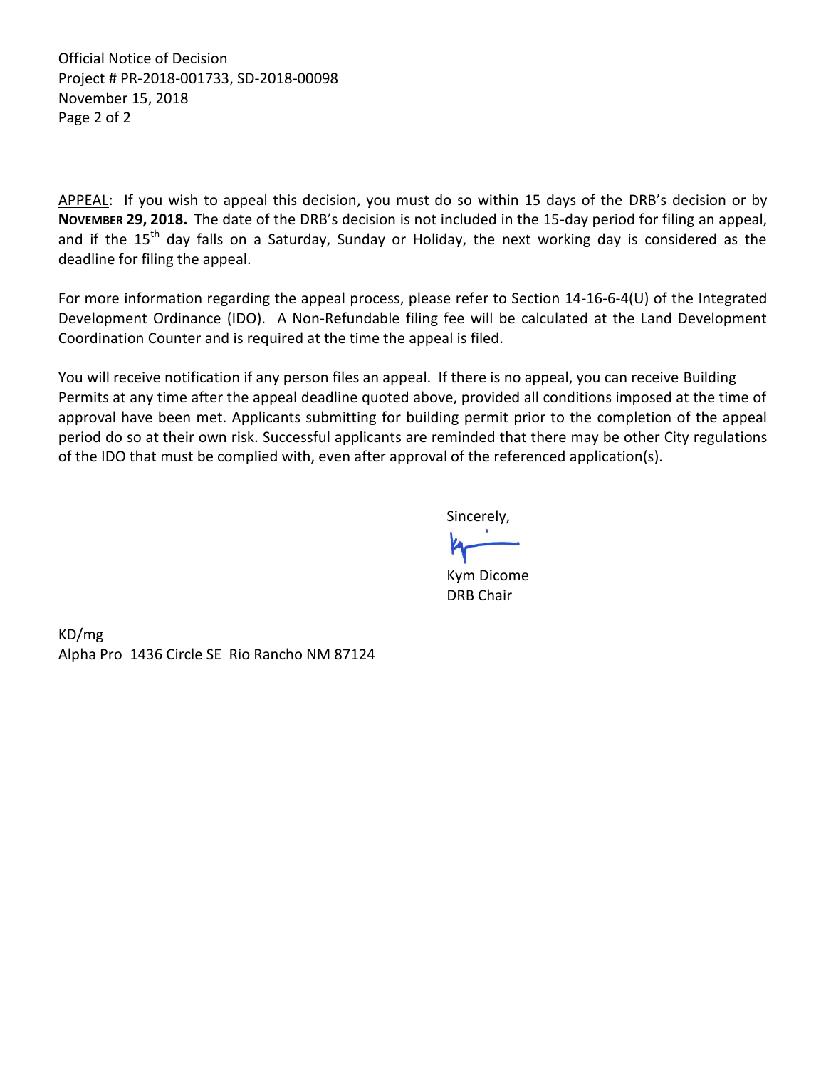APPEAL: If you wish to appeal this decision, you must do so within 15 days of the DRB's decision or by **NOVEMBER 29, 2018.** The date of the DRB's decision is not included in the 15-day period for filing an appeal, and if the 15th day falls on a Saturday, Sunday or Holiday, the next working day is considered as the deadline for filing the appeal.

For more information regarding the appeal process, please refer to Section 14-16-6-4(U) of the Integrated Development Ordinance (IDO). A Non-Refundable filing fee will be calculated at the Land Development Coordination Counter and is required at the time the appeal is filed.

You will receive notification if any person files an appeal. If there is no appeal, you can receive Building Permits at any time after the appeal deadline quoted above, provided all conditions imposed at the time of approval have been met. Applicants submitting for building permit prior to the completion of the appeal period do so at their own risk. Successful applicants are reminded that there may be other City regulations of the IDO that must be complied with, even after approval of the referenced application(s).

Sincerely,

Kym Dicome
DRB Chair

KD/mg
Alpha Pro 1436 Circle SE Rio Rancho NM 87124